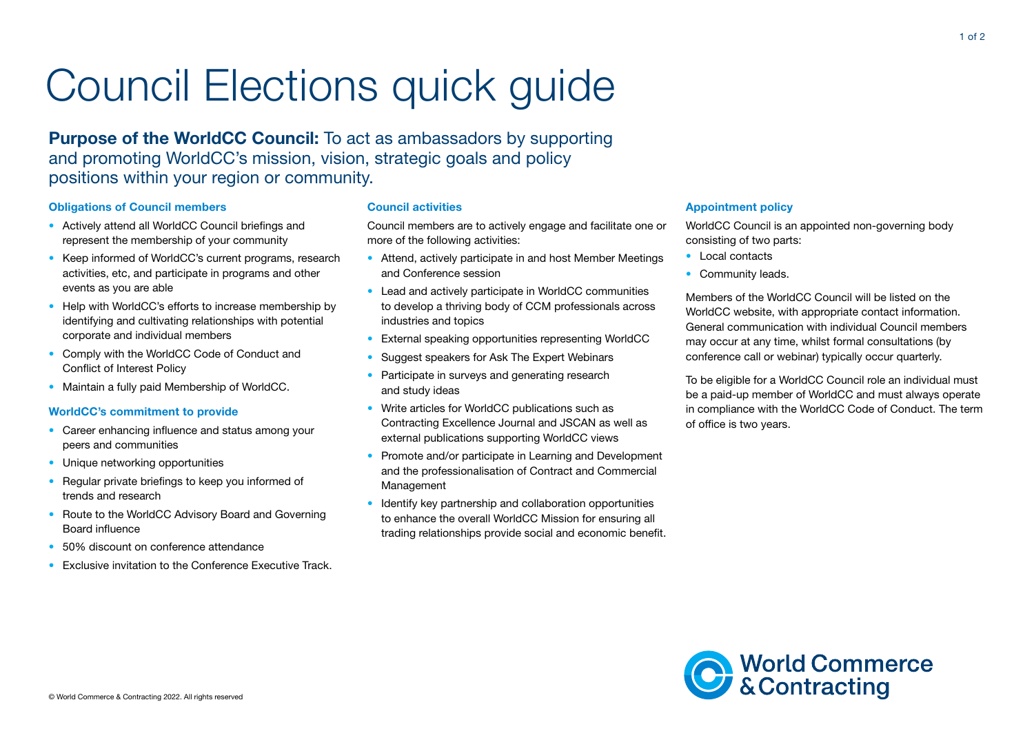# Council Elections quick guide

**Purpose of the WorldCC Council:** To act as ambassadors by supporting and promoting WorldCC's mission, vision, strategic goals and policy positions within your region or community.

### Obligations of Council members

- Actively attend all WorldCC Council briefings and represent the membership of your community
- Keep informed of WorldCC's current programs, research activities, etc, and participate in programs and other events as you are able
- Help with WorldCC's efforts to increase membership by identifying and cultivating relationships with potential corporate and individual members
- Comply with the WorldCC Code of Conduct and Conflict of Interest Policy
- Maintain a fully paid Membership of WorldCC.

### WorldCC's commitment to provide

- Career enhancing influence and status among your peers and communities
- Unique networking opportunities
- Regular private briefings to keep you informed of trends and research
- Route to the WorldCC Advisory Board and Governing Board influence
- 50% discount on conference attendance
- Exclusive invitation to the Conference Executive Track.

### Council activities

Council members are to actively engage and facilitate one or more of the following activities:

- Attend, actively participate in and host Member Meetings and Conference session
- Lead and actively participate in WorldCC communities to develop a thriving body of CCM professionals across industries and topics
- External speaking opportunities representing WorldCC
- Suggest speakers for Ask The Expert Webinars
- Participate in surveys and generating research and study ideas
- Write articles for WorldCC publications such as Contracting Excellence Journal and JSCAN as well as external publications supporting WorldCC views
- Promote and/or participate in Learning and Development and the professionalisation of Contract and Commercial Management
- Identify key partnership and collaboration opportunities to enhance the overall WorldCC Mission for ensuring all trading relationships provide social and economic benefit.

### Appointment policy

WorldCC Council is an appointed non-governing body consisting of two parts:

- Local contacts
- Community leads.

Members of the WorldCC Council will be listed on the WorldCC website, with appropriate contact information. General communication with individual Council members may occur at any time, whilst formal consultations (by conference call or webinar) typically occur quarterly.

To be eligible for a WorldCC Council role an individual must be a paid-up member of WorldCC and must always operate in compliance with the WorldCC Code of Conduct. The term of office is two years.

World Commerce & Contracting

© World Commerce & Contracting 2022. All rights reserved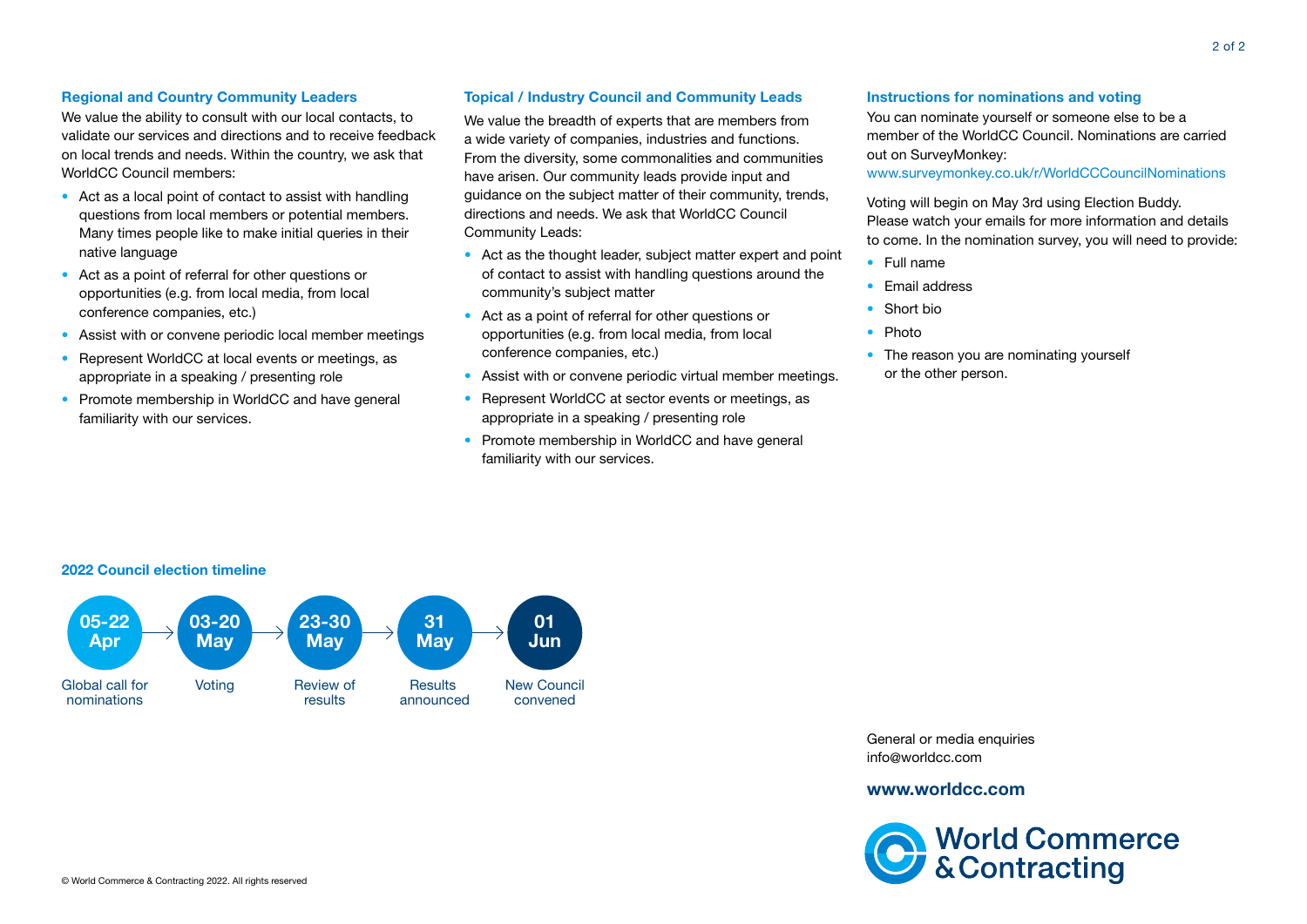### Regional and Country Community Leaders

We value the ability to consult with our local contacts, to validate our services and directions and to receive feedback on local trends and needs. Within the country, we ask that WorldCC Council members:

- Act as a local point of contact to assist with handling questions from local members or potential members. Many times people like to make initial queries in their native language
- Act as a point of referral for other questions or opportunities (e.g. from local media, from local conference companies, etc.)
- Assist with or convene periodic local member meetings
- Represent WorldCC at local events or meetings, as appropriate in a speaking / presenting role
- Promote membership in WorldCC and have general familiarity with our services.

### Topical / Industry Council and Community Leads

We value the breadth of experts that are members from a wide variety of companies, industries and functions. From the diversity, some commonalities and communities have arisen. Our community leads provide input and guidance on the subject matter of their community, trends, directions and needs. We ask that WorldCC Council Community Leads:

- Act as the thought leader, subject matter expert and point of contact to assist with handling questions around the community's subject matter
- Act as a point of referral for other questions or opportunities (e.g. from local media, from local conference companies, etc.)
- Assist with or convene periodic virtual member meetings.
- Represent WorldCC at sector events or meetings, as appropriate in a speaking / presenting role
- Promote membership in WorldCC and have general familiarity with our services.

### Instructions for nominations and voting

You can nominate yourself or someone else to be a member of the WorldCC Council. Nominations are carried out on SurveyMonkey:
www.surveymonkey.co.uk/r/WorldCCCouncilNominations

Voting will begin on May 3rd using Election Buddy. Please watch your emails for more information and details to come. In the nomination survey, you will need to provide:

- Full name
- Email address
- Short bio
- Photo
- The reason you are nominating yourself or the other person.

### 2022 Council election timeline

05-22 Apr
Global call for nominations

03-20 May
Voting

23-30 May
Review of results

31 May
Results announced

01 Jun
New Council convened

General or media enquiries
info@worldcc.com

**www.worldcc.com**

World Commerce & Contracting

© World Commerce & Contracting 2022. All rights reserved